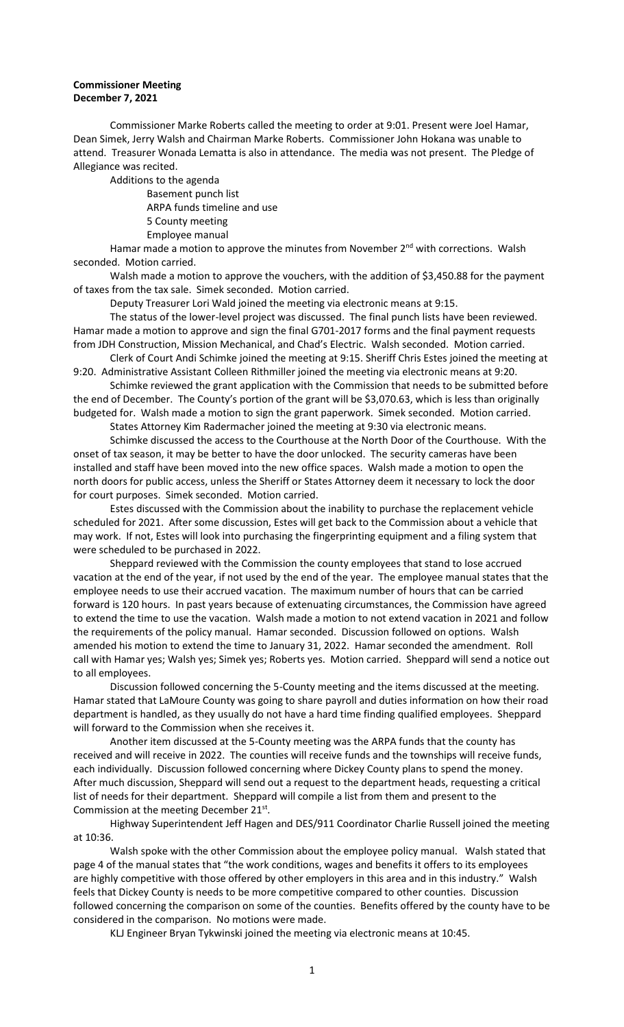**Commissioner Meeting**
**December 7, 2021**

Commissioner Marke Roberts called the meeting to order at 9:01. Present were Joel Hamar, Dean Simek, Jerry Walsh and Chairman Marke Roberts. Commissioner John Hokana was unable to attend. Treasurer Wonada Lematta is also in attendance. The media was not present. The Pledge of Allegiance was recited.

Additions to the agenda

- Basement punch list
- ARPA funds timeline and use
- 5 County meeting
- Employee manual

Hamar made a motion to approve the minutes from November 2nd with corrections. Walsh seconded. Motion carried.

Walsh made a motion to approve the vouchers, with the addition of $3,450.88 for the payment of taxes from the tax sale. Simek seconded. Motion carried.

Deputy Treasurer Lori Wald joined the meeting via electronic means at 9:15.

The status of the lower-level project was discussed. The final punch lists have been reviewed. Hamar made a motion to approve and sign the final G701-2017 forms and the final payment requests from JDH Construction, Mission Mechanical, and Chad's Electric. Walsh seconded. Motion carried.

Clerk of Court Andi Schimke joined the meeting at 9:15. Sheriff Chris Estes joined the meeting at 9:20. Administrative Assistant Colleen Rithmiller joined the meeting via electronic means at 9:20.

Schimke reviewed the grant application with the Commission that needs to be submitted before the end of December. The County's portion of the grant will be $3,070.63, which is less than originally budgeted for. Walsh made a motion to sign the grant paperwork. Simek seconded. Motion carried.

States Attorney Kim Radermacher joined the meeting at 9:30 via electronic means.

Schimke discussed the access to the Courthouse at the North Door of the Courthouse. With the onset of tax season, it may be better to have the door unlocked. The security cameras have been installed and staff have been moved into the new office spaces. Walsh made a motion to open the north doors for public access, unless the Sheriff or States Attorney deem it necessary to lock the door for court purposes. Simek seconded. Motion carried.

Estes discussed with the Commission about the inability to purchase the replacement vehicle scheduled for 2021. After some discussion, Estes will get back to the Commission about a vehicle that may work. If not, Estes will look into purchasing the fingerprinting equipment and a filing system that were scheduled to be purchased in 2022.

Sheppard reviewed with the Commission the county employees that stand to lose accrued vacation at the end of the year, if not used by the end of the year. The employee manual states that the employee needs to use their accrued vacation. The maximum number of hours that can be carried forward is 120 hours. In past years because of extenuating circumstances, the Commission have agreed to extend the time to use the vacation. Walsh made a motion to not extend vacation in 2021 and follow the requirements of the policy manual. Hamar seconded. Discussion followed on options. Walsh amended his motion to extend the time to January 31, 2022. Hamar seconded the amendment. Roll call with Hamar yes; Walsh yes; Simek yes; Roberts yes. Motion carried. Sheppard will send a notice out to all employees.

Discussion followed concerning the 5-County meeting and the items discussed at the meeting. Hamar stated that LaMoure County was going to share payroll and duties information on how their road department is handled, as they usually do not have a hard time finding qualified employees. Sheppard will forward to the Commission when she receives it.

Another item discussed at the 5-County meeting was the ARPA funds that the county has received and will receive in 2022. The counties will receive funds and the townships will receive funds, each individually. Discussion followed concerning where Dickey County plans to spend the money. After much discussion, Sheppard will send out a request to the department heads, requesting a critical list of needs for their department. Sheppard will compile a list from them and present to the Commission at the meeting December 21st.

Highway Superintendent Jeff Hagen and DES/911 Coordinator Charlie Russell joined the meeting at 10:36.

Walsh spoke with the other Commission about the employee policy manual. Walsh stated that page 4 of the manual states that "the work conditions, wages and benefits it offers to its employees are highly competitive with those offered by other employers in this area and in this industry." Walsh feels that Dickey County is needs to be more competitive compared to other counties. Discussion followed concerning the comparison on some of the counties. Benefits offered by the county have to be considered in the comparison. No motions were made.

KLJ Engineer Bryan Tykwinski joined the meeting via electronic means at 10:45.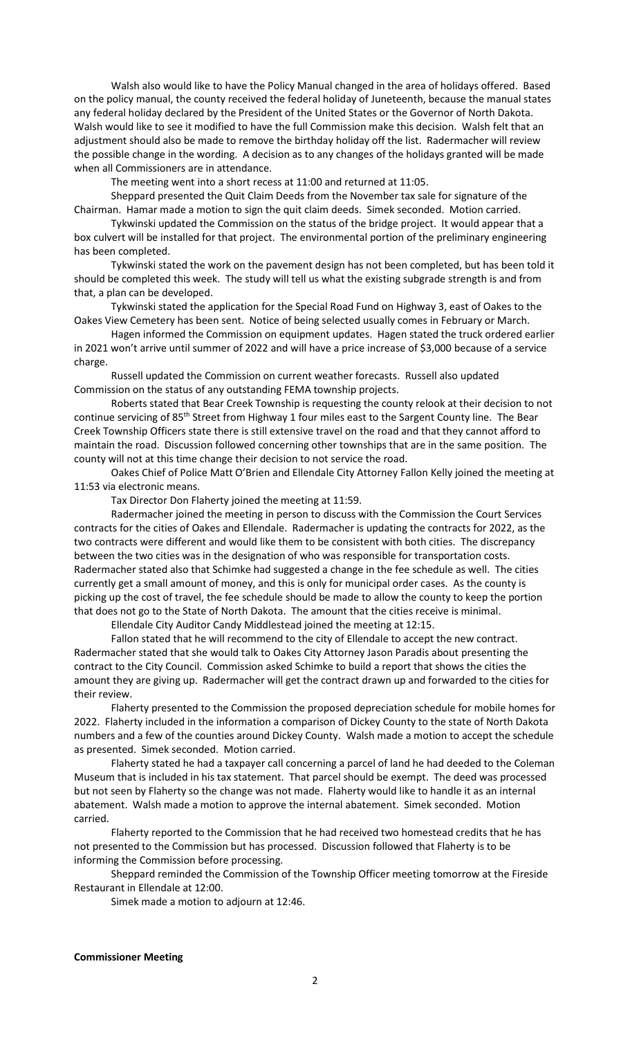Walsh also would like to have the Policy Manual changed in the area of holidays offered. Based on the policy manual, the county received the federal holiday of Juneteenth, because the manual states any federal holiday declared by the President of the United States or the Governor of North Dakota. Walsh would like to see it modified to have the full Commission make this decision. Walsh felt that an adjustment should also be made to remove the birthday holiday off the list. Radermacher will review the possible change in the wording. A decision as to any changes of the holidays granted will be made when all Commissioners are in attendance.

The meeting went into a short recess at 11:00 and returned at 11:05.

Sheppard presented the Quit Claim Deeds from the November tax sale for signature of the Chairman. Hamar made a motion to sign the quit claim deeds. Simek seconded. Motion carried.

Tykwinski updated the Commission on the status of the bridge project. It would appear that a box culvert will be installed for that project. The environmental portion of the preliminary engineering has been completed.

Tykwinski stated the work on the pavement design has not been completed, but has been told it should be completed this week. The study will tell us what the existing subgrade strength is and from that, a plan can be developed.

Tykwinski stated the application for the Special Road Fund on Highway 3, east of Oakes to the Oakes View Cemetery has been sent. Notice of being selected usually comes in February or March.

Hagen informed the Commission on equipment updates. Hagen stated the truck ordered earlier in 2021 won't arrive until summer of 2022 and will have a price increase of $3,000 because of a service charge.

Russell updated the Commission on current weather forecasts. Russell also updated Commission on the status of any outstanding FEMA township projects.

Roberts stated that Bear Creek Township is requesting the county relook at their decision to not continue servicing of 85th Street from Highway 1 four miles east to the Sargent County line. The Bear Creek Township Officers state there is still extensive travel on the road and that they cannot afford to maintain the road. Discussion followed concerning other townships that are in the same position. The county will not at this time change their decision to not service the road.

Oakes Chief of Police Matt O'Brien and Ellendale City Attorney Fallon Kelly joined the meeting at 11:53 via electronic means.

Tax Director Don Flaherty joined the meeting at 11:59.

Radermacher joined the meeting in person to discuss with the Commission the Court Services contracts for the cities of Oakes and Ellendale. Radermacher is updating the contracts for 2022, as the two contracts were different and would like them to be consistent with both cities. The discrepancy between the two cities was in the designation of who was responsible for transportation costs. Radermacher stated also that Schimke had suggested a change in the fee schedule as well. The cities currently get a small amount of money, and this is only for municipal order cases. As the county is picking up the cost of travel, the fee schedule should be made to allow the county to keep the portion that does not go to the State of North Dakota. The amount that the cities receive is minimal.

Ellendale City Auditor Candy Middlestead joined the meeting at 12:15.

Fallon stated that he will recommend to the city of Ellendale to accept the new contract. Radermacher stated that she would talk to Oakes City Attorney Jason Paradis about presenting the contract to the City Council. Commission asked Schimke to build a report that shows the cities the amount they are giving up. Radermacher will get the contract drawn up and forwarded to the cities for their review.

Flaherty presented to the Commission the proposed depreciation schedule for mobile homes for 2022. Flaherty included in the information a comparison of Dickey County to the state of North Dakota numbers and a few of the counties around Dickey County. Walsh made a motion to accept the schedule as presented. Simek seconded. Motion carried.

Flaherty stated he had a taxpayer call concerning a parcel of land he had deeded to the Coleman Museum that is included in his tax statement. That parcel should be exempt. The deed was processed but not seen by Flaherty so the change was not made. Flaherty would like to handle it as an internal abatement. Walsh made a motion to approve the internal abatement. Simek seconded. Motion carried.

Flaherty reported to the Commission that he had received two homestead credits that he has not presented to the Commission but has processed. Discussion followed that Flaherty is to be informing the Commission before processing.

Sheppard reminded the Commission of the Township Officer meeting tomorrow at the Fireside Restaurant in Ellendale at 12:00.

Simek made a motion to adjourn at 12:46.

**Commissioner Meeting**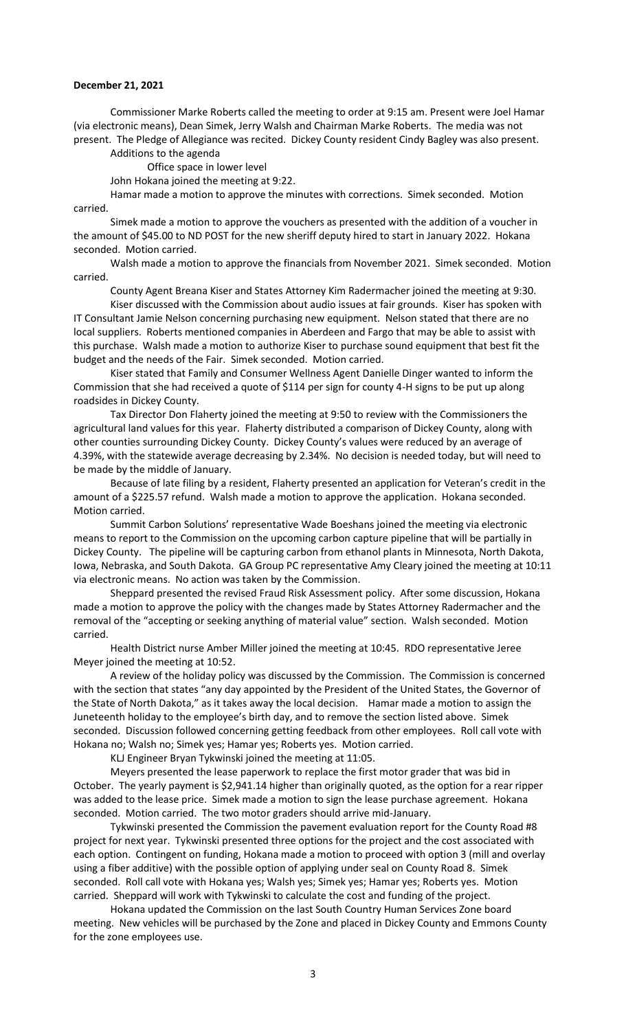**December 21, 2021**

Commissioner Marke Roberts called the meeting to order at 9:15 am. Present were Joel Hamar (via electronic means), Dean Simek, Jerry Walsh and Chairman Marke Roberts. The media was not present. The Pledge of Allegiance was recited. Dickey County resident Cindy Bagley was also present.

Additions to the agenda

Office space in lower level

John Hokana joined the meeting at 9:22.

Hamar made a motion to approve the minutes with corrections. Simek seconded. Motion carried.

Simek made a motion to approve the vouchers as presented with the addition of a voucher in the amount of $45.00 to ND POST for the new sheriff deputy hired to start in January 2022. Hokana seconded. Motion carried.

Walsh made a motion to approve the financials from November 2021. Simek seconded. Motion carried.

County Agent Breana Kiser and States Attorney Kim Radermacher joined the meeting at 9:30.

Kiser discussed with the Commission about audio issues at fair grounds. Kiser has spoken with IT Consultant Jamie Nelson concerning purchasing new equipment. Nelson stated that there are no local suppliers. Roberts mentioned companies in Aberdeen and Fargo that may be able to assist with this purchase. Walsh made a motion to authorize Kiser to purchase sound equipment that best fit the budget and the needs of the Fair. Simek seconded. Motion carried.

Kiser stated that Family and Consumer Wellness Agent Danielle Dinger wanted to inform the Commission that she had received a quote of $114 per sign for county 4-H signs to be put up along roadsides in Dickey County.

Tax Director Don Flaherty joined the meeting at 9:50 to review with the Commissioners the agricultural land values for this year. Flaherty distributed a comparison of Dickey County, along with other counties surrounding Dickey County. Dickey County's values were reduced by an average of 4.39%, with the statewide average decreasing by 2.34%. No decision is needed today, but will need to be made by the middle of January.

Because of late filing by a resident, Flaherty presented an application for Veteran's credit in the amount of a $225.57 refund. Walsh made a motion to approve the application. Hokana seconded. Motion carried.

Summit Carbon Solutions' representative Wade Boeshans joined the meeting via electronic means to report to the Commission on the upcoming carbon capture pipeline that will be partially in Dickey County. The pipeline will be capturing carbon from ethanol plants in Minnesota, North Dakota, Iowa, Nebraska, and South Dakota. GA Group PC representative Amy Cleary joined the meeting at 10:11 via electronic means. No action was taken by the Commission.

Sheppard presented the revised Fraud Risk Assessment policy. After some discussion, Hokana made a motion to approve the policy with the changes made by States Attorney Radermacher and the removal of the "accepting or seeking anything of material value" section. Walsh seconded. Motion carried.

Health District nurse Amber Miller joined the meeting at 10:45. RDO representative Jeree Meyer joined the meeting at 10:52.

A review of the holiday policy was discussed by the Commission. The Commission is concerned with the section that states "any day appointed by the President of the United States, the Governor of the State of North Dakota," as it takes away the local decision. Hamar made a motion to assign the Juneteenth holiday to the employee's birth day, and to remove the section listed above. Simek seconded. Discussion followed concerning getting feedback from other employees. Roll call vote with Hokana no; Walsh no; Simek yes; Hamar yes; Roberts yes. Motion carried.

KLJ Engineer Bryan Tykwinski joined the meeting at 11:05.

Meyers presented the lease paperwork to replace the first motor grader that was bid in October. The yearly payment is $2,941.14 higher than originally quoted, as the option for a rear ripper was added to the lease price. Simek made a motion to sign the lease purchase agreement. Hokana seconded. Motion carried. The two motor graders should arrive mid-January.

Tykwinski presented the Commission the pavement evaluation report for the County Road #8 project for next year. Tykwinski presented three options for the project and the cost associated with each option. Contingent on funding, Hokana made a motion to proceed with option 3 (mill and overlay using a fiber additive) with the possible option of applying under seal on County Road 8. Simek seconded. Roll call vote with Hokana yes; Walsh yes; Simek yes; Hamar yes; Roberts yes. Motion carried. Sheppard will work with Tykwinski to calculate the cost and funding of the project.

Hokana updated the Commission on the last South Country Human Services Zone board meeting. New vehicles will be purchased by the Zone and placed in Dickey County and Emmons County for the zone employees use.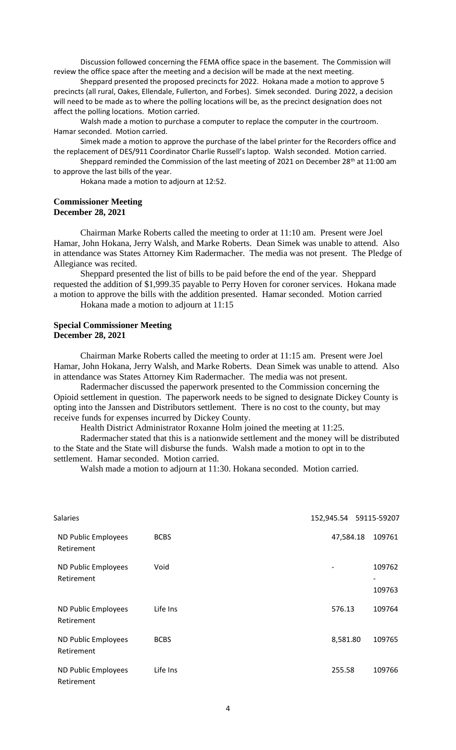Discussion followed concerning the FEMA office space in the basement. The Commission will review the office space after the meeting and a decision will be made at the next meeting.

Sheppard presented the proposed precincts for 2022. Hokana made a motion to approve 5 precincts (all rural, Oakes, Ellendale, Fullerton, and Forbes). Simek seconded. During 2022, a decision will need to be made as to where the polling locations will be, as the precinct designation does not affect the polling locations. Motion carried.

Walsh made a motion to purchase a computer to replace the computer in the courtroom. Hamar seconded. Motion carried.

Simek made a motion to approve the purchase of the label printer for the Recorders office and the replacement of DES/911 Coordinator Charlie Russell's laptop. Walsh seconded. Motion carried.

Sheppard reminded the Commission of the last meeting of 2021 on December 28th at 11:00 am to approve the last bills of the year.

Hokana made a motion to adjourn at 12:52.

**Commissioner Meeting**
**December 28, 2021**

Chairman Marke Roberts called the meeting to order at 11:10 am. Present were Joel Hamar, John Hokana, Jerry Walsh, and Marke Roberts. Dean Simek was unable to attend. Also in attendance was States Attorney Kim Radermacher. The media was not present. The Pledge of Allegiance was recited.

Sheppard presented the list of bills to be paid before the end of the year. Sheppard requested the addition of $1,999.35 payable to Perry Hoven for coroner services. Hokana made a motion to approve the bills with the addition presented. Hamar seconded. Motion carried

Hokana made a motion to adjourn at 11:15

**Special Commissioner Meeting**
**December 28, 2021**

Chairman Marke Roberts called the meeting to order at 11:15 am. Present were Joel Hamar, John Hokana, Jerry Walsh, and Marke Roberts. Dean Simek was unable to attend. Also in attendance was States Attorney Kim Radermacher. The media was not present.

Radermacher discussed the paperwork presented to the Commission concerning the Opioid settlement in question. The paperwork needs to be signed to designate Dickey County is opting into the Janssen and Distributors settlement. There is no cost to the county, but may receive funds for expenses incurred by Dickey County.

Health District Administrator Roxanne Holm joined the meeting at 11:25.

Radermacher stated that this is a nationwide settlement and the money will be distributed to the State and the State will disburse the funds. Walsh made a motion to opt in to the settlement. Hamar seconded. Motion carried.

Walsh made a motion to adjourn at 11:30. Hokana seconded. Motion carried.

| Salaries | | 152,945.54 | 59115-59207 |
|---|---|---|---|
| ND Public Employees Retirement | BCBS | 47,584.18 | 109761 |
| ND Public Employees Retirement | Void | - | 109762 - 109763 |
| ND Public Employees Retirement | Life Ins | 576.13 | 109764 |
| ND Public Employees Retirement | BCBS | 8,581.80 | 109765 |
| ND Public Employees Retirement | Life Ins | 255.58 | 109766 |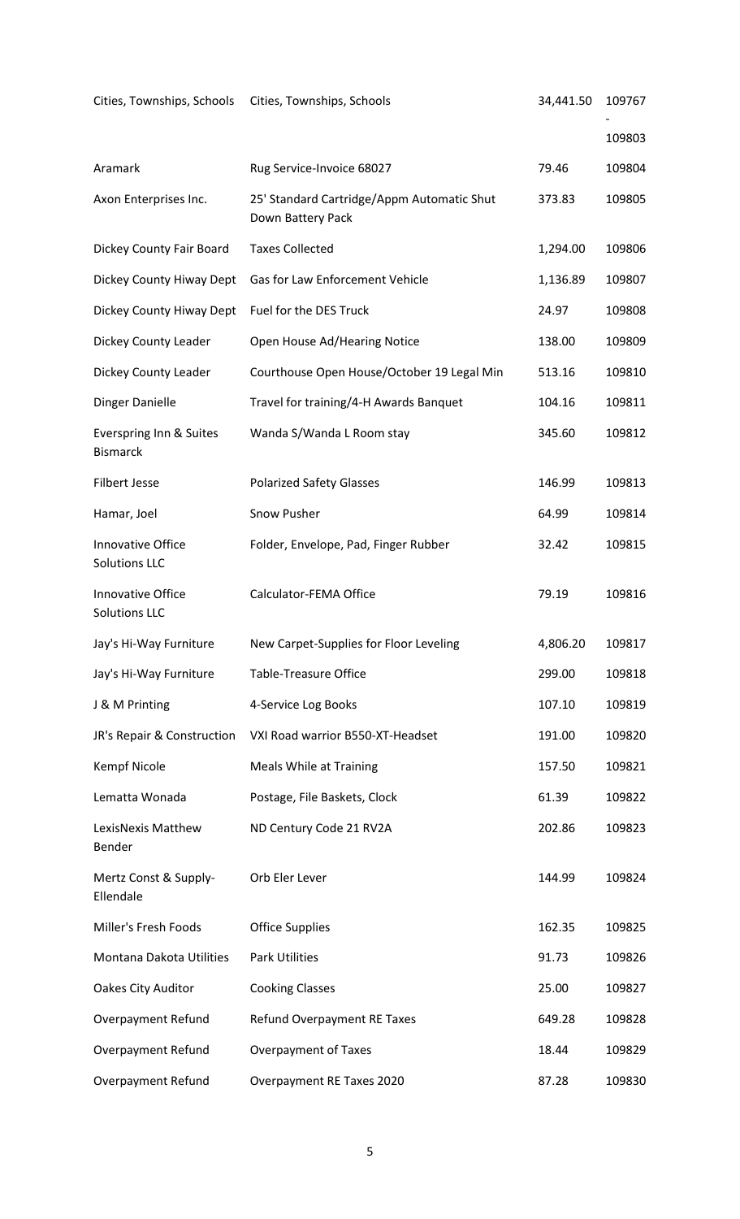| | | | |
|---|---|---|---|
| Cities, Townships, Schools | Cities, Townships, Schools | 34,441.50 | 109767 - 109803 |
| Aramark | Rug Service-Invoice 68027 | 79.46 | 109804 |
| Axon Enterprises Inc. | 25' Standard Cartridge/Appm Automatic Shut Down Battery Pack | 373.83 | 109805 |
| Dickey County Fair Board | Taxes Collected | 1,294.00 | 109806 |
| Dickey County Hiway Dept | Gas for Law Enforcement Vehicle | 1,136.89 | 109807 |
| Dickey County Hiway Dept | Fuel for the DES Truck | 24.97 | 109808 |
| Dickey County Leader | Open House Ad/Hearing Notice | 138.00 | 109809 |
| Dickey County Leader | Courthouse Open House/October 19 Legal Min | 513.16 | 109810 |
| Dinger Danielle | Travel for training/4-H Awards Banquet | 104.16 | 109811 |
| Everspring Inn & Suites Bismarck | Wanda S/Wanda L Room stay | 345.60 | 109812 |
| Filbert Jesse | Polarized Safety Glasses | 146.99 | 109813 |
| Hamar, Joel | Snow Pusher | 64.99 | 109814 |
| Innovative Office Solutions LLC | Folder, Envelope, Pad, Finger Rubber | 32.42 | 109815 |
| Innovative Office Solutions LLC | Calculator-FEMA Office | 79.19 | 109816 |
| Jay's Hi-Way Furniture | New Carpet-Supplies for Floor Leveling | 4,806.20 | 109817 |
| Jay's Hi-Way Furniture | Table-Treasure Office | 299.00 | 109818 |
| J & M Printing | 4-Service Log Books | 107.10 | 109819 |
| JR's Repair & Construction | VXI Road warrior B550-XT-Headset | 191.00 | 109820 |
| Kempf Nicole | Meals While at Training | 157.50 | 109821 |
| Lematta Wonada | Postage, File Baskets, Clock | 61.39 | 109822 |
| LexisNexis Matthew Bender | ND Century Code 21 RV2A | 202.86 | 109823 |
| Mertz Const & Supply-Ellendale | Orb Eler Lever | 144.99 | 109824 |
| Miller's Fresh Foods | Office Supplies | 162.35 | 109825 |
| Montana Dakota Utilities | Park Utilities | 91.73 | 109826 |
| Oakes City Auditor | Cooking Classes | 25.00 | 109827 |
| Overpayment Refund | Refund Overpayment RE Taxes | 649.28 | 109828 |
| Overpayment Refund | Overpayment of Taxes | 18.44 | 109829 |
| Overpayment Refund | Overpayment RE Taxes 2020 | 87.28 | 109830 |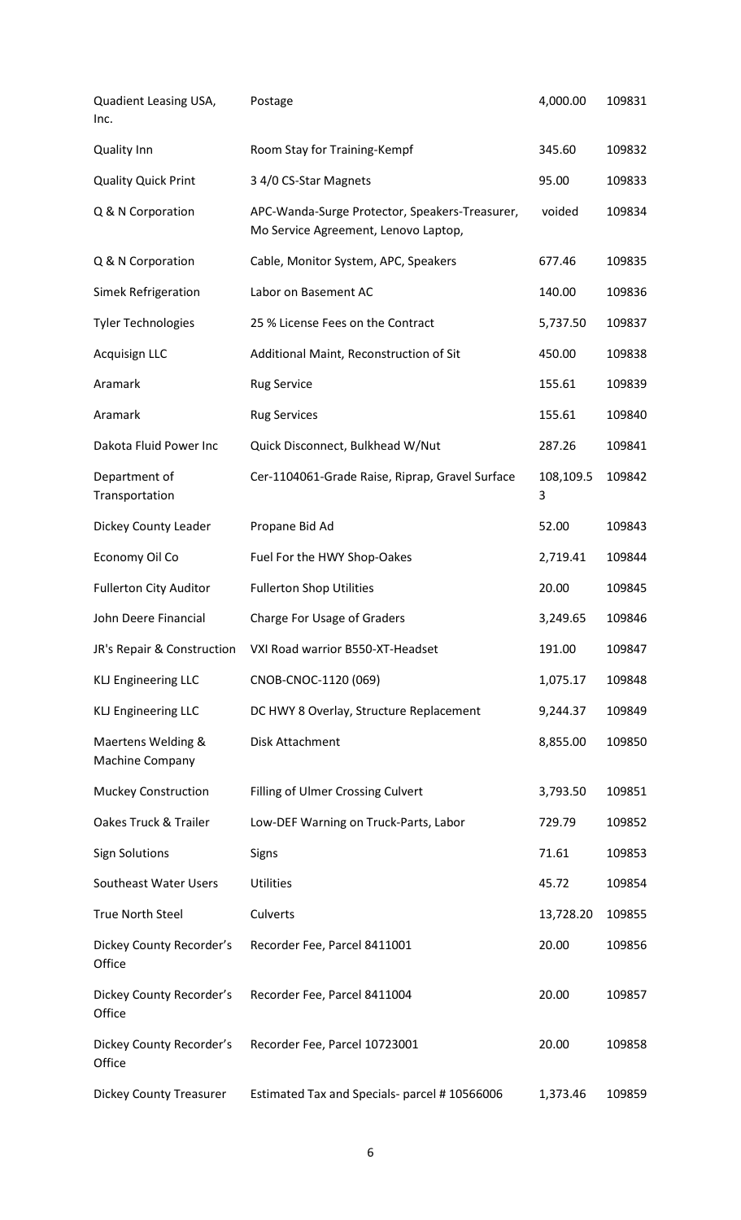| | | | |
|---|---|---|---|
| Quadient Leasing USA, Inc. | Postage | 4,000.00 | 109831 |
| Quality Inn | Room Stay for Training-Kempf | 345.60 | 109832 |
| Quality Quick Print | 3 4/0 CS-Star Magnets | 95.00 | 109833 |
| Q & N Corporation | APC-Wanda-Surge Protector, Speakers-Treasurer, Mo Service Agreement, Lenovo Laptop, | voided | 109834 |
| Q & N Corporation | Cable, Monitor System, APC, Speakers | 677.46 | 109835 |
| Simek Refrigeration | Labor on Basement AC | 140.00 | 109836 |
| Tyler Technologies | 25 % License Fees on the Contract | 5,737.50 | 109837 |
| Acquisign LLC | Additional Maint, Reconstruction of Sit | 450.00 | 109838 |
| Aramark | Rug Service | 155.61 | 109839 |
| Aramark | Rug Services | 155.61 | 109840 |
| Dakota Fluid Power Inc | Quick Disconnect, Bulkhead W/Nut | 287.26 | 109841 |
| Department of Transportation | Cer-1104061-Grade Raise, Riprap, Gravel Surface | 108,109.53 | 109842 |
| Dickey County Leader | Propane Bid Ad | 52.00 | 109843 |
| Economy Oil Co | Fuel For the HWY Shop-Oakes | 2,719.41 | 109844 |
| Fullerton City Auditor | Fullerton Shop Utilities | 20.00 | 109845 |
| John Deere Financial | Charge For Usage of Graders | 3,249.65 | 109846 |
| JR's Repair & Construction | VXI Road warrior B550-XT-Headset | 191.00 | 109847 |
| KLJ Engineering LLC | CNOB-CNOC-1120 (069) | 1,075.17 | 109848 |
| KLJ Engineering LLC | DC HWY 8 Overlay, Structure Replacement | 9,244.37 | 109849 |
| Maertens Welding & Machine Company | Disk Attachment | 8,855.00 | 109850 |
| Muckey Construction | Filling of Ulmer Crossing Culvert | 3,793.50 | 109851 |
| Oakes Truck & Trailer | Low-DEF Warning on Truck-Parts, Labor | 729.79 | 109852 |
| Sign Solutions | Signs | 71.61 | 109853 |
| Southeast Water Users | Utilities | 45.72 | 109854 |
| True North Steel | Culverts | 13,728.20 | 109855 |
| Dickey County Recorder's Office | Recorder Fee, Parcel 8411001 | 20.00 | 109856 |
| Dickey County Recorder's Office | Recorder Fee, Parcel 8411004 | 20.00 | 109857 |
| Dickey County Recorder's Office | Recorder Fee, Parcel 10723001 | 20.00 | 109858 |
| Dickey County Treasurer | Estimated Tax and Specials- parcel # 10566006 | 1,373.46 | 109859 |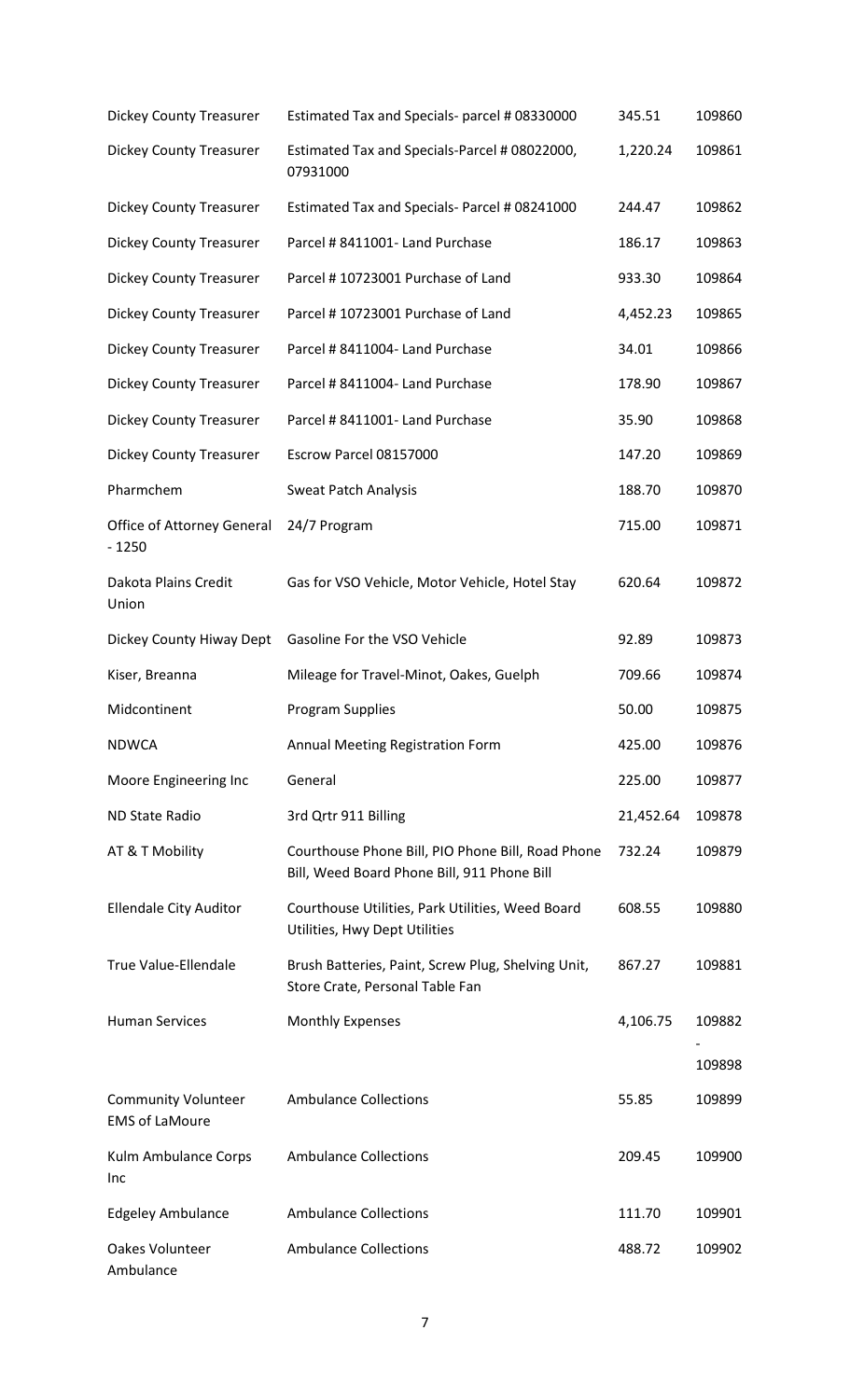| | | | |
|---|---|---|---|
| Dickey County Treasurer | Estimated Tax and Specials- parcel # 08330000 | 345.51 | 109860 |
| Dickey County Treasurer | Estimated Tax and Specials-Parcel # 08022000, 07931000 | 1,220.24 | 109861 |
| Dickey County Treasurer | Estimated Tax and Specials- Parcel # 08241000 | 244.47 | 109862 |
| Dickey County Treasurer | Parcel # 8411001- Land Purchase | 186.17 | 109863 |
| Dickey County Treasurer | Parcel # 10723001 Purchase of Land | 933.30 | 109864 |
| Dickey County Treasurer | Parcel # 10723001 Purchase of Land | 4,452.23 | 109865 |
| Dickey County Treasurer | Parcel # 8411004- Land Purchase | 34.01 | 109866 |
| Dickey County Treasurer | Parcel # 8411004- Land Purchase | 178.90 | 109867 |
| Dickey County Treasurer | Parcel # 8411001- Land Purchase | 35.90 | 109868 |
| Dickey County Treasurer | Escrow Parcel 08157000 | 147.20 | 109869 |
| Pharmchem | Sweat Patch Analysis | 188.70 | 109870 |
| Office of Attorney General - 1250 | 24/7 Program | 715.00 | 109871 |
| Dakota Plains Credit Union | Gas for VSO Vehicle, Motor Vehicle, Hotel Stay | 620.64 | 109872 |
| Dickey County Hiway Dept | Gasoline For the VSO Vehicle | 92.89 | 109873 |
| Kiser, Breanna | Mileage for Travel-Minot, Oakes, Guelph | 709.66 | 109874 |
| Midcontinent | Program Supplies | 50.00 | 109875 |
| NDWCA | Annual Meeting Registration Form | 425.00 | 109876 |
| Moore Engineering Inc | General | 225.00 | 109877 |
| ND State Radio | 3rd Qrtr 911 Billing | 21,452.64 | 109878 |
| AT & T Mobility | Courthouse Phone Bill, PIO Phone Bill, Road Phone Bill, Weed Board Phone Bill, 911 Phone Bill | 732.24 | 109879 |
| Ellendale City Auditor | Courthouse Utilities, Park Utilities, Weed Board Utilities, Hwy Dept Utilities | 608.55 | 109880 |
| True Value-Ellendale | Brush Batteries, Paint, Screw Plug, Shelving Unit, Store Crate, Personal Table Fan | 867.27 | 109881 |
| Human Services | Monthly Expenses | 4,106.75 | 109882 - 109898 |
| Community Volunteer EMS of LaMoure | Ambulance Collections | 55.85 | 109899 |
| Kulm Ambulance Corps Inc | Ambulance Collections | 209.45 | 109900 |
| Edgeley Ambulance | Ambulance Collections | 111.70 | 109901 |
| Oakes Volunteer Ambulance | Ambulance Collections | 488.72 | 109902 |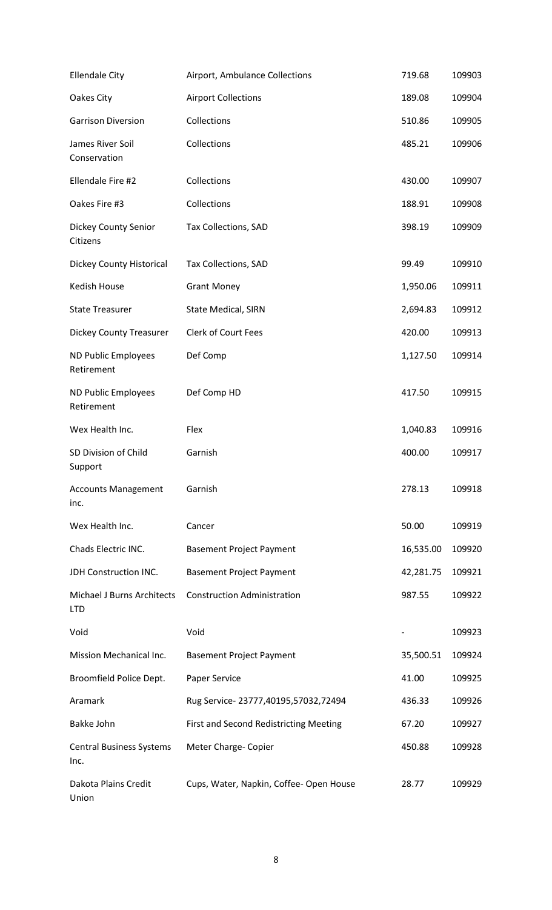| | | | |
|---|---|---|---|
| Ellendale City | Airport, Ambulance Collections | 719.68 | 109903 |
| Oakes City | Airport Collections | 189.08 | 109904 |
| Garrison Diversion | Collections | 510.86 | 109905 |
| James River Soil Conservation | Collections | 485.21 | 109906 |
| Ellendale Fire #2 | Collections | 430.00 | 109907 |
| Oakes Fire #3 | Collections | 188.91 | 109908 |
| Dickey County Senior Citizens | Tax Collections, SAD | 398.19 | 109909 |
| Dickey County Historical | Tax Collections, SAD | 99.49 | 109910 |
| Kedish House | Grant Money | 1,950.06 | 109911 |
| State Treasurer | State Medical, SIRN | 2,694.83 | 109912 |
| Dickey County Treasurer | Clerk of Court Fees | 420.00 | 109913 |
| ND Public Employees Retirement | Def Comp | 1,127.50 | 109914 |
| ND Public Employees Retirement | Def Comp HD | 417.50 | 109915 |
| Wex Health Inc. | Flex | 1,040.83 | 109916 |
| SD Division of Child Support | Garnish | 400.00 | 109917 |
| Accounts Management inc. | Garnish | 278.13 | 109918 |
| Wex Health Inc. | Cancer | 50.00 | 109919 |
| Chads Electric INC. | Basement Project Payment | 16,535.00 | 109920 |
| JDH Construction INC. | Basement Project Payment | 42,281.75 | 109921 |
| Michael J Burns Architects LTD | Construction Administration | 987.55 | 109922 |
| Void | Void | - | 109923 |
| Mission Mechanical Inc. | Basement Project Payment | 35,500.51 | 109924 |
| Broomfield Police Dept. | Paper Service | 41.00 | 109925 |
| Aramark | Rug Service- 23777,40195,57032,72494 | 436.33 | 109926 |
| Bakke John | First and Second Redistricting Meeting | 67.20 | 109927 |
| Central Business Systems Inc. | Meter Charge- Copier | 450.88 | 109928 |
| Dakota Plains Credit Union | Cups, Water, Napkin, Coffee- Open House | 28.77 | 109929 |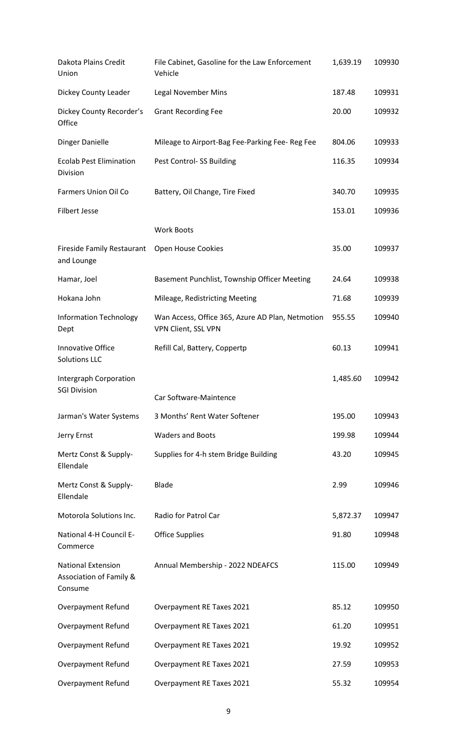| | | | |
|---|---|---|---|
| Dakota Plains Credit Union | File Cabinet, Gasoline for the Law Enforcement Vehicle | 1,639.19 | 109930 |
| Dickey County Leader | Legal November Mins | 187.48 | 109931 |
| Dickey County Recorder's Office | Grant Recording Fee | 20.00 | 109932 |
| Dinger Danielle | Mileage to Airport-Bag Fee-Parking Fee- Reg Fee | 804.06 | 109933 |
| Ecolab Pest Elimination Division | Pest Control- SS Building | 116.35 | 109934 |
| Farmers Union Oil Co | Battery, Oil Change, Tire Fixed | 340.70 | 109935 |
| Filbert Jesse | Work Boots | 153.01 | 109936 |
| Fireside Family Restaurant and Lounge | Open House Cookies | 35.00 | 109937 |
| Hamar, Joel | Basement Punchlist, Township Officer Meeting | 24.64 | 109938 |
| Hokana John | Mileage, Redistricting Meeting | 71.68 | 109939 |
| Information Technology Dept | Wan Access, Office 365, Azure AD Plan, Netmotion VPN Client, SSL VPN | 955.55 | 109940 |
| Innovative Office Solutions LLC | Refill Cal, Battery, Coppertp | 60.13 | 109941 |
| Intergraph Corporation SGI Division | Car Software-Maintence | 1,485.60 | 109942 |
| Jarman's Water Systems | 3 Months' Rent Water Softener | 195.00 | 109943 |
| Jerry Ernst | Waders and Boots | 199.98 | 109944 |
| Mertz Const & Supply-Ellendale | Supplies for 4-h stem Bridge Building | 43.20 | 109945 |
| Mertz Const & Supply-Ellendale | Blade | 2.99 | 109946 |
| Motorola Solutions Inc. | Radio for Patrol Car | 5,872.37 | 109947 |
| National 4-H Council E-Commerce | Office Supplies | 91.80 | 109948 |
| National Extension Association of Family & Consume | Annual Membership - 2022 NDEAFCS | 115.00 | 109949 |
| Overpayment Refund | Overpayment RE Taxes 2021 | 85.12 | 109950 |
| Overpayment Refund | Overpayment RE Taxes 2021 | 61.20 | 109951 |
| Overpayment Refund | Overpayment RE Taxes 2021 | 19.92 | 109952 |
| Overpayment Refund | Overpayment RE Taxes 2021 | 27.59 | 109953 |
| Overpayment Refund | Overpayment RE Taxes 2021 | 55.32 | 109954 |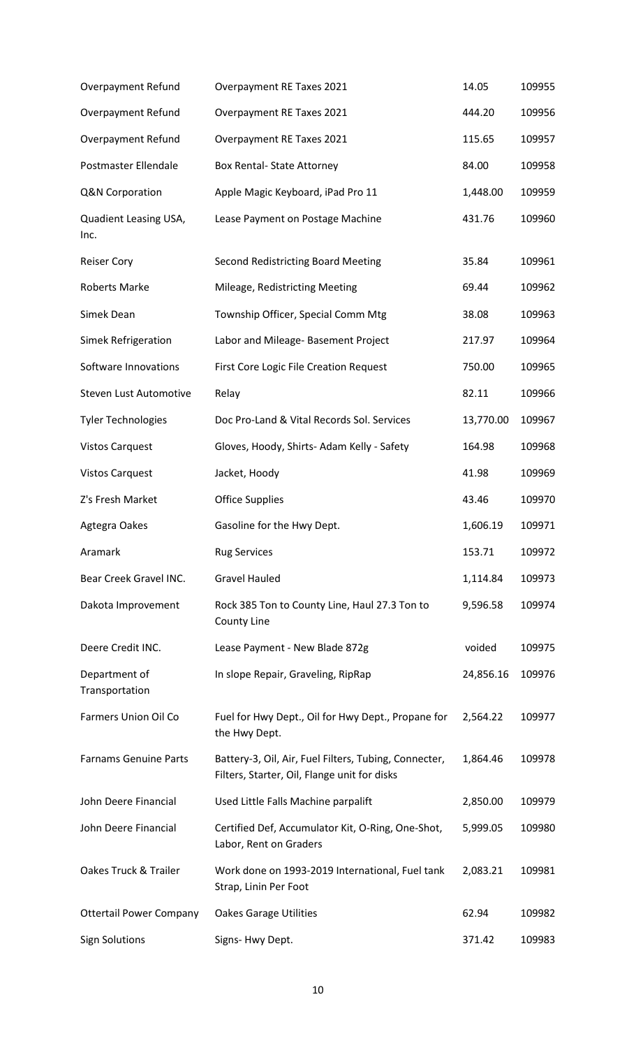| | | | |
|---|---|---|---|
| Overpayment Refund | Overpayment RE Taxes 2021 | 14.05 | 109955 |
| Overpayment Refund | Overpayment RE Taxes 2021 | 444.20 | 109956 |
| Overpayment Refund | Overpayment RE Taxes 2021 | 115.65 | 109957 |
| Postmaster Ellendale | Box Rental- State Attorney | 84.00 | 109958 |
| Q&N Corporation | Apple Magic Keyboard, iPad Pro 11 | 1,448.00 | 109959 |
| Quadient Leasing USA, Inc. | Lease Payment on Postage Machine | 431.76 | 109960 |
| Reiser Cory | Second Redistricting Board Meeting | 35.84 | 109961 |
| Roberts Marke | Mileage, Redistricting Meeting | 69.44 | 109962 |
| Simek Dean | Township Officer, Special Comm Mtg | 38.08 | 109963 |
| Simek Refrigeration | Labor and Mileage- Basement Project | 217.97 | 109964 |
| Software Innovations | First Core Logic File Creation Request | 750.00 | 109965 |
| Steven Lust Automotive | Relay | 82.11 | 109966 |
| Tyler Technologies | Doc Pro-Land & Vital Records Sol. Services | 13,770.00 | 109967 |
| Vistos Carquest | Gloves, Hoody, Shirts- Adam Kelly - Safety | 164.98 | 109968 |
| Vistos Carquest | Jacket, Hoody | 41.98 | 109969 |
| Z's Fresh Market | Office Supplies | 43.46 | 109970 |
| Agtegra Oakes | Gasoline for the Hwy Dept. | 1,606.19 | 109971 |
| Aramark | Rug Services | 153.71 | 109972 |
| Bear Creek Gravel INC. | Gravel Hauled | 1,114.84 | 109973 |
| Dakota Improvement | Rock 385 Ton to County Line, Haul 27.3 Ton to County Line | 9,596.58 | 109974 |
| Deere Credit INC. | Lease Payment - New Blade 872g | voided | 109975 |
| Department of Transportation | In slope Repair, Graveling, RipRap | 24,856.16 | 109976 |
| Farmers Union Oil Co | Fuel for Hwy Dept., Oil for Hwy Dept., Propane for the Hwy Dept. | 2,564.22 | 109977 |
| Farnams Genuine Parts | Battery-3, Oil, Air, Fuel Filters, Tubing, Connecter, Filters, Starter, Oil, Flange unit for disks | 1,864.46 | 109978 |
| John Deere Financial | Used Little Falls Machine parpalift | 2,850.00 | 109979 |
| John Deere Financial | Certified Def, Accumulator Kit, O-Ring, One-Shot, Labor, Rent on Graders | 5,999.05 | 109980 |
| Oakes Truck & Trailer | Work done on 1993-2019 International, Fuel tank Strap, Linin Per Foot | 2,083.21 | 109981 |
| Ottertail Power Company | Oakes Garage Utilities | 62.94 | 109982 |
| Sign Solutions | Signs- Hwy Dept. | 371.42 | 109983 |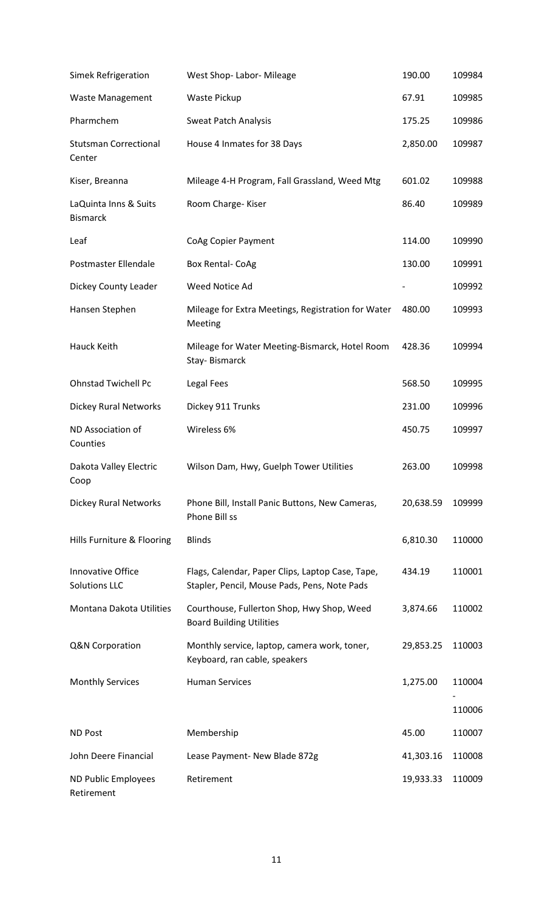| Simek Refrigeration | West Shop- Labor- Mileage | 190.00 | 109984 |
|---|---|---|---|
| Waste Management | Waste Pickup | 67.91 | 109985 |
| Pharmchem | Sweat Patch Analysis | 175.25 | 109986 |
| Stutsman Correctional Center | House 4 Inmates for 38 Days | 2,850.00 | 109987 |
| Kiser, Breanna | Mileage 4-H Program, Fall Grassland, Weed Mtg | 601.02 | 109988 |
| LaQuinta Inns & Suits Bismarck | Room Charge- Kiser | 86.40 | 109989 |
| Leaf | CoAg Copier Payment | 114.00 | 109990 |
| Postmaster Ellendale | Box Rental- CoAg | 130.00 | 109991 |
| Dickey County Leader | Weed Notice Ad | - | 109992 |
| Hansen Stephen | Mileage for Extra Meetings, Registration for Water Meeting | 480.00 | 109993 |
| Hauck Keith | Mileage for Water Meeting-Bismarck, Hotel Room Stay- Bismarck | 428.36 | 109994 |
| Ohnstad Twichell Pc | Legal Fees | 568.50 | 109995 |
| Dickey Rural Networks | Dickey 911 Trunks | 231.00 | 109996 |
| ND Association of Counties | Wireless 6% | 450.75 | 109997 |
| Dakota Valley Electric Coop | Wilson Dam, Hwy, Guelph Tower Utilities | 263.00 | 109998 |
| Dickey Rural Networks | Phone Bill, Install Panic Buttons, New Cameras, Phone Bill ss | 20,638.59 | 109999 |
| Hills Furniture & Flooring | Blinds | 6,810.30 | 110000 |
| Innovative Office Solutions LLC | Flags, Calendar, Paper Clips, Laptop Case, Tape, Stapler, Pencil, Mouse Pads, Pens, Note Pads | 434.19 | 110001 |
| Montana Dakota Utilities | Courthouse, Fullerton Shop, Hwy Shop, Weed Board Building Utilities | 3,874.66 | 110002 |
| Q&N Corporation | Monthly service, laptop, camera work, toner, Keyboard, ran cable, speakers | 29,853.25 | 110003 |
| Monthly Services | Human Services | 1,275.00 | 110004 - 110006 |
| ND Post | Membership | 45.00 | 110007 |
| John Deere Financial | Lease Payment- New Blade 872g | 41,303.16 | 110008 |
| ND Public Employees Retirement | Retirement | 19,933.33 | 110009 |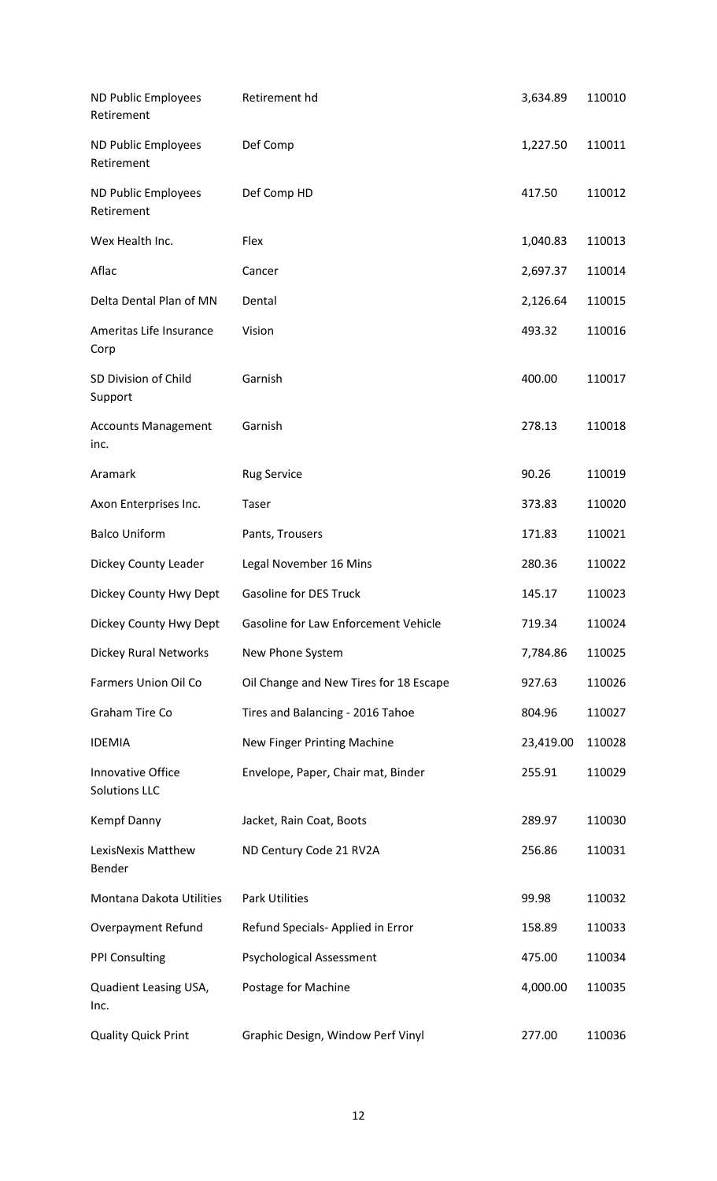| | | | |
|---|---|---|---|
| ND Public Employees Retirement | Retirement hd | 3,634.89 | 110010 |
| ND Public Employees Retirement | Def Comp | 1,227.50 | 110011 |
| ND Public Employees Retirement | Def Comp HD | 417.50 | 110012 |
| Wex Health Inc. | Flex | 1,040.83 | 110013 |
| Aflac | Cancer | 2,697.37 | 110014 |
| Delta Dental Plan of MN | Dental | 2,126.64 | 110015 |
| Ameritas Life Insurance Corp | Vision | 493.32 | 110016 |
| SD Division of Child Support | Garnish | 400.00 | 110017 |
| Accounts Management inc. | Garnish | 278.13 | 110018 |
| Aramark | Rug Service | 90.26 | 110019 |
| Axon Enterprises Inc. | Taser | 373.83 | 110020 |
| Balco Uniform | Pants, Trousers | 171.83 | 110021 |
| Dickey County Leader | Legal November 16 Mins | 280.36 | 110022 |
| Dickey County Hwy Dept | Gasoline for DES Truck | 145.17 | 110023 |
| Dickey County Hwy Dept | Gasoline for Law Enforcement Vehicle | 719.34 | 110024 |
| Dickey Rural Networks | New Phone System | 7,784.86 | 110025 |
| Farmers Union Oil Co | Oil Change and New Tires for 18 Escape | 927.63 | 110026 |
| Graham Tire Co | Tires and Balancing - 2016 Tahoe | 804.96 | 110027 |
| IDEMIA | New Finger Printing Machine | 23,419.00 | 110028 |
| Innovative Office Solutions LLC | Envelope, Paper, Chair mat, Binder | 255.91 | 110029 |
| Kempf Danny | Jacket, Rain Coat, Boots | 289.97 | 110030 |
| LexisNexis Matthew Bender | ND Century Code 21 RV2A | 256.86 | 110031 |
| Montana Dakota Utilities | Park Utilities | 99.98 | 110032 |
| Overpayment Refund | Refund Specials- Applied in Error | 158.89 | 110033 |
| PPI Consulting | Psychological Assessment | 475.00 | 110034 |
| Quadient Leasing USA, Inc. | Postage for Machine | 4,000.00 | 110035 |
| Quality Quick Print | Graphic Design, Window Perf Vinyl | 277.00 | 110036 |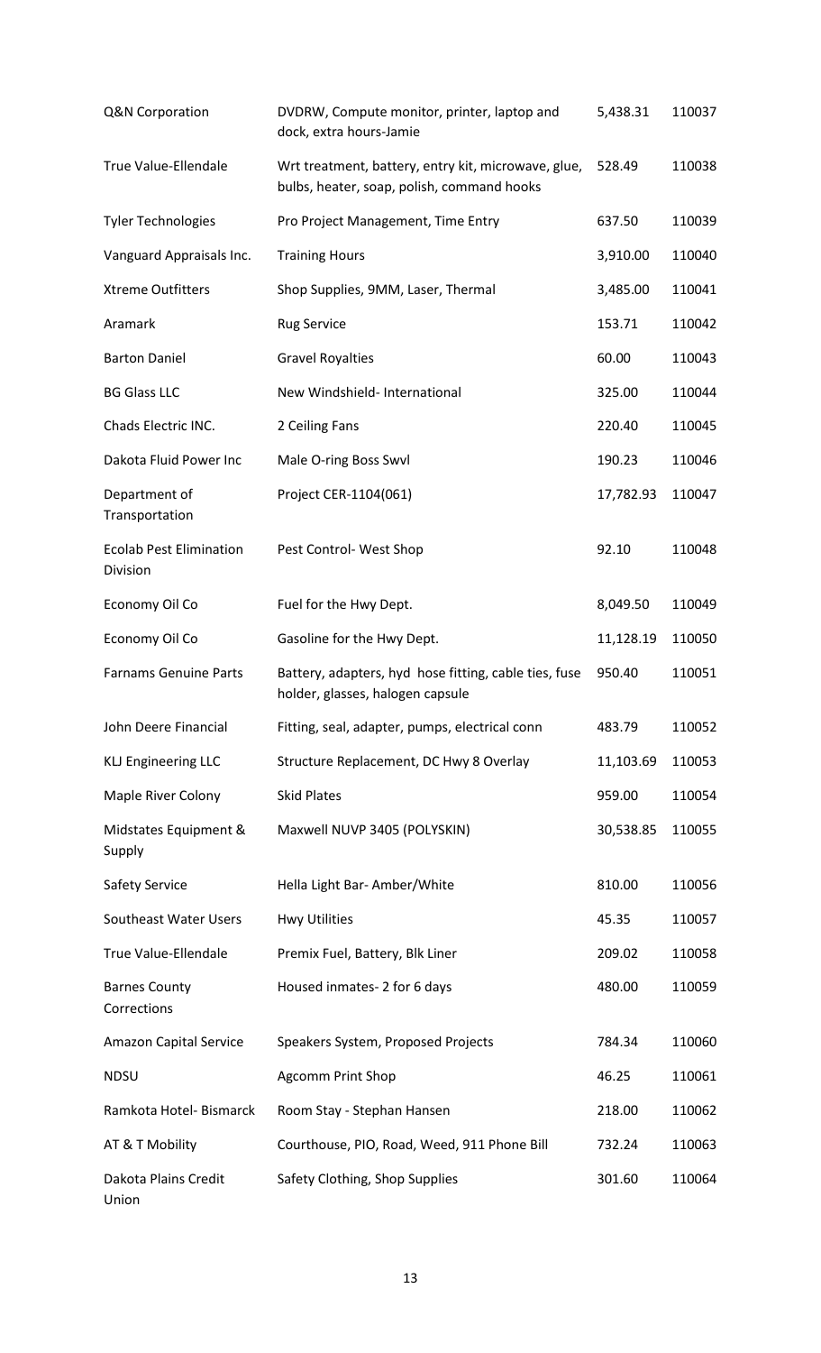| | | | |
|---|---|---|---|
| Q&N Corporation | DVDRW, Compute monitor, printer, laptop and dock, extra hours-Jamie | 5,438.31 | 110037 |
| True Value-Ellendale | Wrt treatment, battery, entry kit, microwave, glue, bulbs, heater, soap, polish, command hooks | 528.49 | 110038 |
| Tyler Technologies | Pro Project Management, Time Entry | 637.50 | 110039 |
| Vanguard Appraisals Inc. | Training Hours | 3,910.00 | 110040 |
| Xtreme Outfitters | Shop Supplies, 9MM, Laser, Thermal | 3,485.00 | 110041 |
| Aramark | Rug Service | 153.71 | 110042 |
| Barton Daniel | Gravel Royalties | 60.00 | 110043 |
| BG Glass LLC | New Windshield- International | 325.00 | 110044 |
| Chads Electric INC. | 2 Ceiling Fans | 220.40 | 110045 |
| Dakota Fluid Power Inc | Male O-ring Boss Swvl | 190.23 | 110046 |
| Department of Transportation | Project CER-1104(061) | 17,782.93 | 110047 |
| Ecolab Pest Elimination Division | Pest Control- West Shop | 92.10 | 110048 |
| Economy Oil Co | Fuel for the Hwy Dept. | 8,049.50 | 110049 |
| Economy Oil Co | Gasoline for the Hwy Dept. | 11,128.19 | 110050 |
| Farnams Genuine Parts | Battery, adapters, hyd hose fitting, cable ties, fuse holder, glasses, halogen capsule | 950.40 | 110051 |
| John Deere Financial | Fitting, seal, adapter, pumps, electrical conn | 483.79 | 110052 |
| KLJ Engineering LLC | Structure Replacement, DC Hwy 8 Overlay | 11,103.69 | 110053 |
| Maple River Colony | Skid Plates | 959.00 | 110054 |
| Midstates Equipment & Supply | Maxwell NUVP 3405 (POLYSKIN) | 30,538.85 | 110055 |
| Safety Service | Hella Light Bar- Amber/White | 810.00 | 110056 |
| Southeast Water Users | Hwy Utilities | 45.35 | 110057 |
| True Value-Ellendale | Premix Fuel, Battery, Blk Liner | 209.02 | 110058 |
| Barnes County Corrections | Housed inmates- 2 for 6 days | 480.00 | 110059 |
| Amazon Capital Service | Speakers System, Proposed Projects | 784.34 | 110060 |
| NDSU | Agcomm Print Shop | 46.25 | 110061 |
| Ramkota Hotel- Bismarck | Room Stay - Stephan Hansen | 218.00 | 110062 |
| AT & T Mobility | Courthouse, PIO, Road, Weed, 911 Phone Bill | 732.24 | 110063 |
| Dakota Plains Credit Union | Safety Clothing, Shop Supplies | 301.60 | 110064 |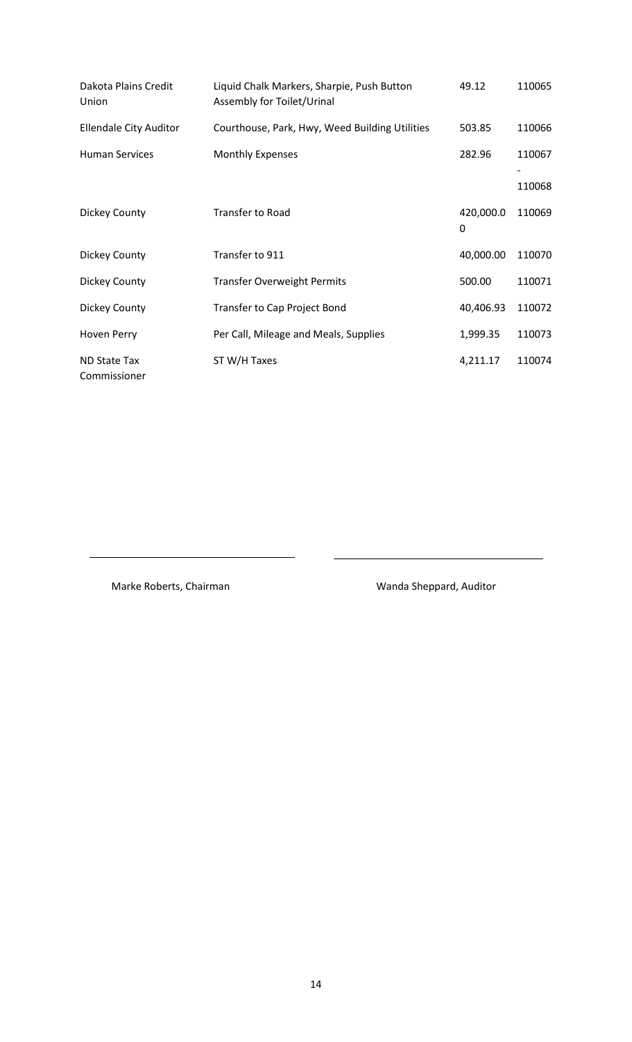| | | | |
|---|---|---|---|
| Dakota Plains Credit Union | Liquid Chalk Markers, Sharpie, Push Button Assembly for Toilet/Urinal | 49.12 | 110065 |
| Ellendale City Auditor | Courthouse, Park, Hwy, Weed Building Utilities | 503.85 | 110066 |
| Human Services | Monthly Expenses | 282.96 | 110067 - 110068 |
| Dickey County | Transfer to Road | 420,000.00 | 110069 |
| Dickey County | Transfer to 911 | 40,000.00 | 110070 |
| Dickey County | Transfer Overweight Permits | 500.00 | 110071 |
| Dickey County | Transfer to Cap Project Bond | 40,406.93 | 110072 |
| Hoven Perry | Per Call, Mileage and Meals, Supplies | 1,999.35 | 110073 |
| ND State Tax Commissioner | ST W/H Taxes | 4,211.17 | 110074 |

\_\_\_\_\_\_\_\_\_\_\_\_\_\_\_\_\_\_\_\_\_\_\_\_\_\_\_\_\_\_ \_\_\_\_\_\_\_\_\_\_\_\_\_\_\_\_\_\_\_\_\_\_\_\_\_\_\_\_\_\_

Marke Roberts, Chairman Wanda Sheppard, Auditor